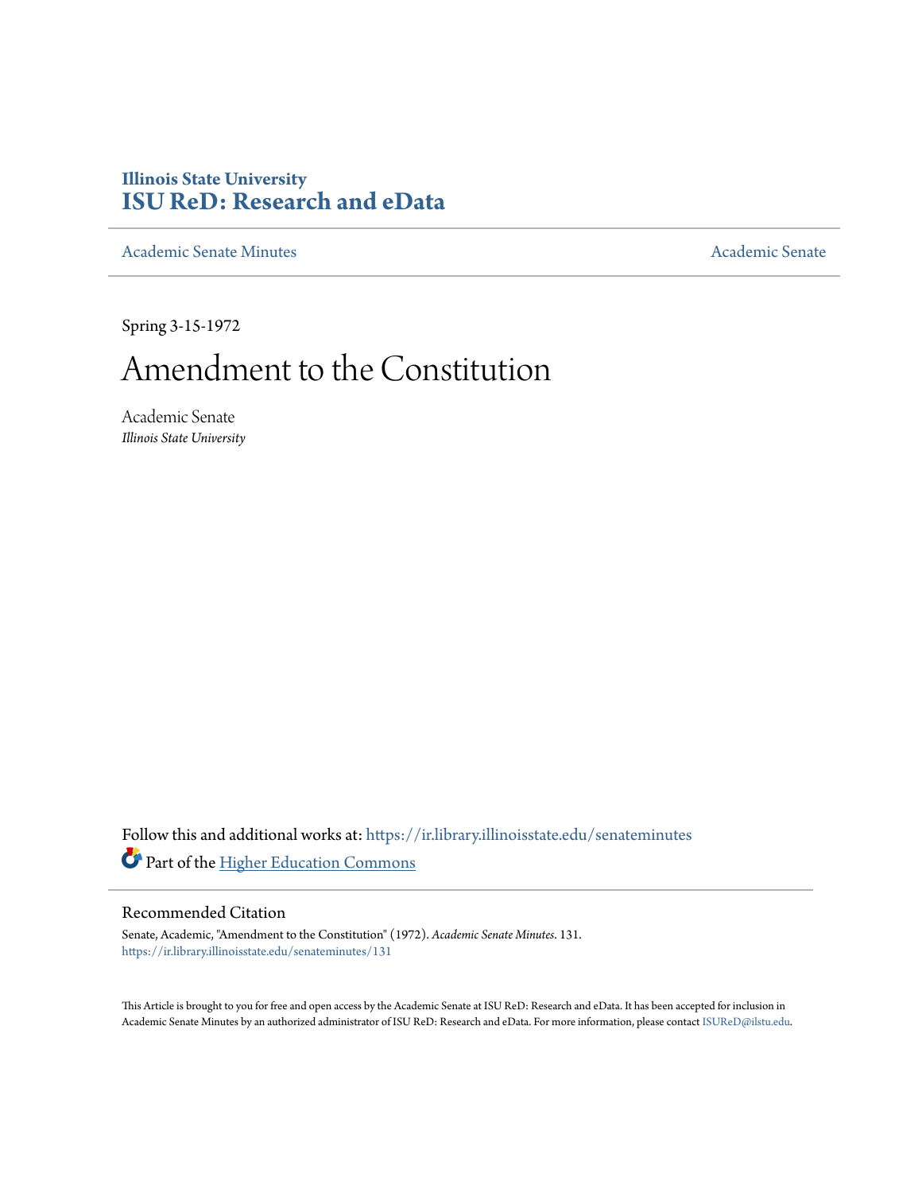Illinois State University
# ISU ReD: Research and eData

Academic Senate Minutes | Academic Senate

Spring 3-15-1972

# Amendment to the Constitution

Academic Senate
*Illinois State University*

Follow this and additional works at: https://ir.library.illinoisstate.edu/senateminutes

Part of the Higher Education Commons

## Recommended Citation

Senate, Academic, "Amendment to the Constitution" (1972). *Academic Senate Minutes*. 131.
https://ir.library.illinoisstate.edu/senateminutes/131

This Article is brought to you for free and open access by the Academic Senate at ISU ReD: Research and eData. It has been accepted for inclusion in Academic Senate Minutes by an authorized administrator of ISU ReD: Research and eData. For more information, please contact ISUReD@ilstu.edu.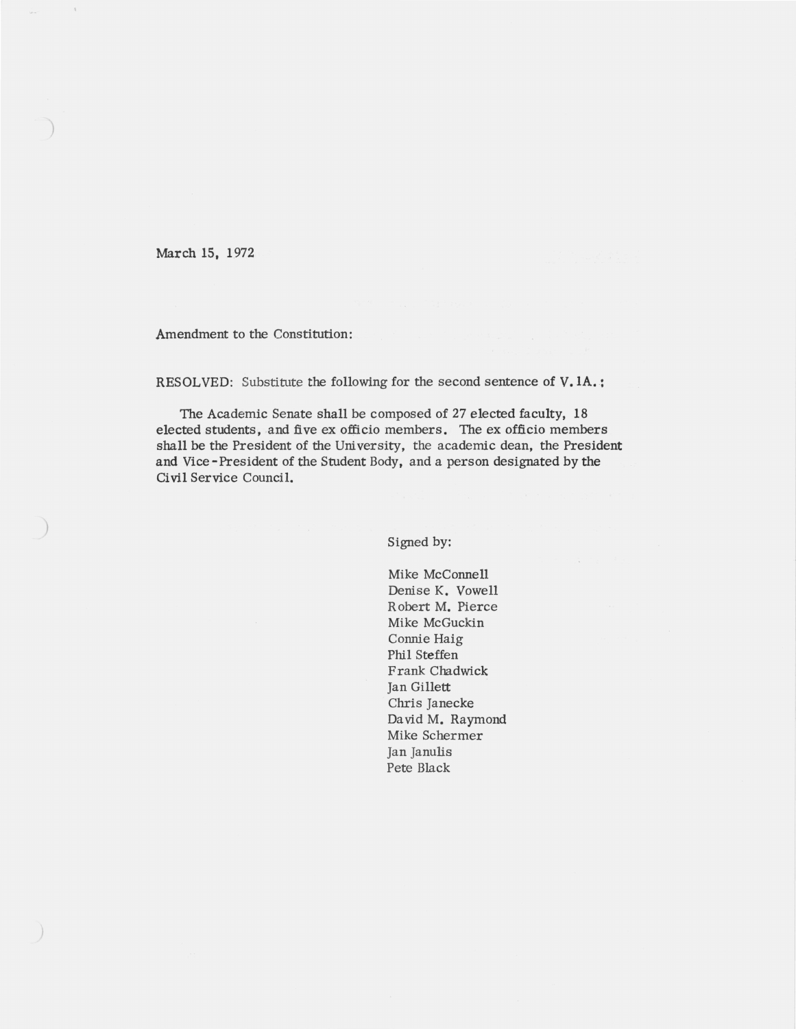March 15, 1972

Amendment to the Constitution:

RESOLVED: Substitute the following for the second sentence of V.1A.:

The Academic Senate shall be composed of 27 elected faculty, 18 elected students, and five ex officio members. The ex officio members shall be the President of the University, the academic dean, the President and Vice-President of the Student Body, and a person designated by the Civil Service Council.

Signed by:

Mike McConnell
Denise K. Vowell
Robert M. Pierce
Mike McGuckin
Connie Haig
Phil Steffen
Frank Chadwick
Jan Gillett
Chris Janecke
David M. Raymond
Mike Schermer
Jan Janulis
Pete Black